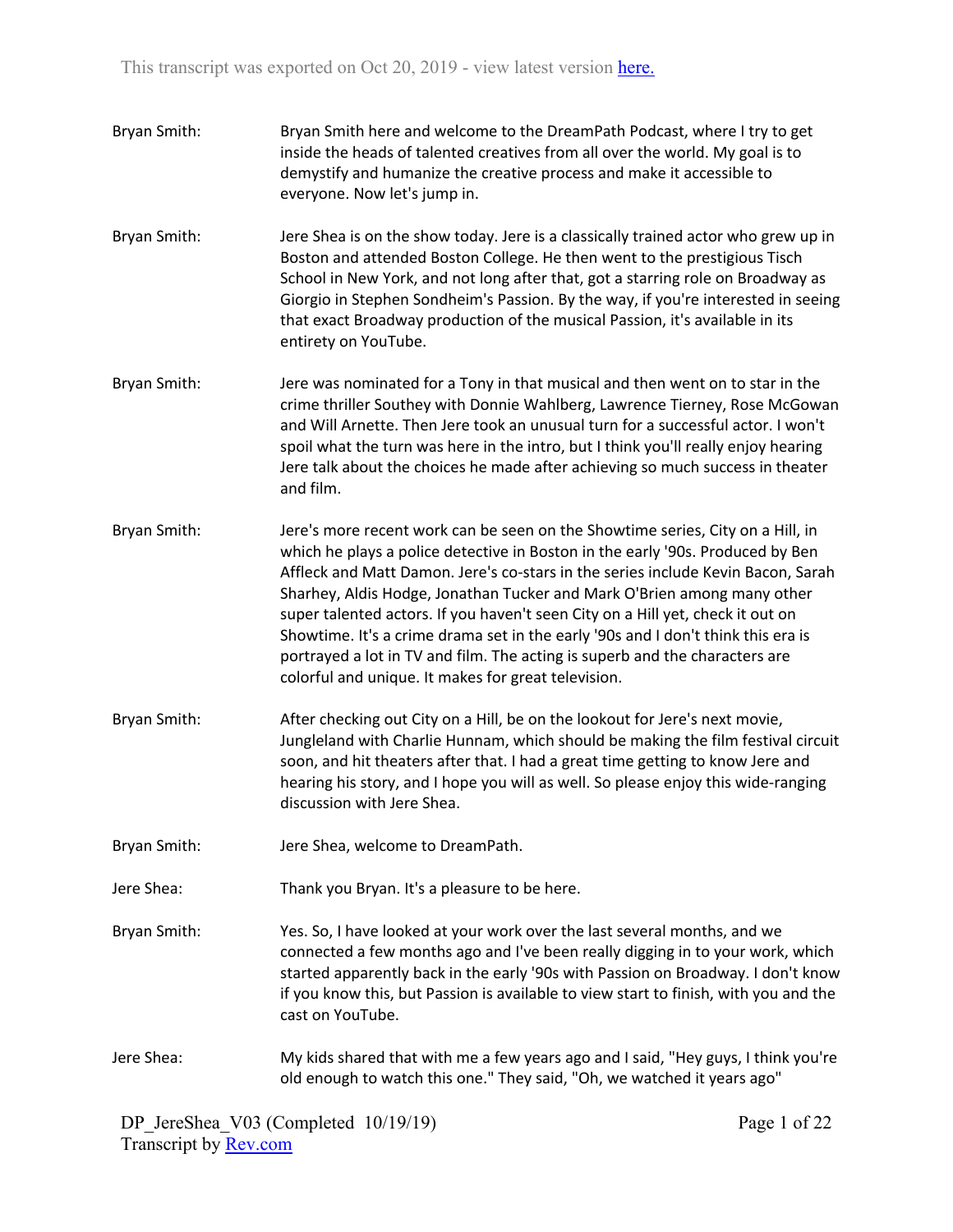**Bryan Smith:** Bryan Smith here and welcome to the DreamPath Podcast, where I try to get inside the heads of talented creatives from all over the world. My goal is to demystify and humanize the creative process and make it accessible to everyone. Now let's jump in.

**Bryan Smith:** Jere Shea is on the show today. Jere is a classically trained actor who grew up in Boston and attended Boston College. He then went to the prestigious Tisch School in New York, and not long after that, got a starring role on Broadway as Giorgio in Stephen Sondheim's Passion. By the way, if you're interested in seeing that exact Broadway production of the musical Passion, it's available in its entirety on YouTube.

**Bryan Smith:** Jere was nominated for a Tony in that musical and then went on to star in the crime thriller Southey with Donnie Wahlberg, Lawrence Tierney, Rose McGowan and Will Arnette. Then Jere took an unusual turn for a successful actor. I won't spoil what the turn was here in the intro, but I think you'll really enjoy hearing Jere talk about the choices he made after achieving so much success in theater and film.

**Bryan Smith:** Jere's more recent work can be seen on the Showtime series, City on a Hill, in which he plays a police detective in Boston in the early '90s. Produced by Ben Affleck and Matt Damon. Jere's co-stars in the series include Kevin Bacon, Sarah Sharhey, Aldis Hodge, Jonathan Tucker and Mark O'Brien among many other super talented actors. If you haven't seen City on a Hill yet, check it out on Showtime. It's a crime drama set in the early '90s and I don't think this era is portrayed a lot in TV and film. The acting is superb and the characters are colorful and unique. It makes for great television.

**Bryan Smith:** After checking out City on a Hill, be on the lookout for Jere's next movie, Jungleland with Charlie Hunnam, which should be making the film festival circuit soon, and hit theaters after that. I had a great time getting to know Jere and hearing his story, and I hope you will as well. So please enjoy this wide-ranging discussion with Jere Shea.

**Bryan Smith:** Jere Shea, welcome to DreamPath.

**Jere Shea:** Thank you Bryan. It's a pleasure to be here.

**Bryan Smith:** Yes. So, I have looked at your work over the last several months, and we connected a few months ago and I've been really digging in to your work, which started apparently back in the early '90s with Passion on Broadway. I don't know if you know this, but Passion is available to view start to finish, with you and the cast on YouTube.

**Jere Shea:** My kids shared that with me a few years ago and I said, "Hey guys, I think you're old enough to watch this one." They said, "Oh, we watched it years ago"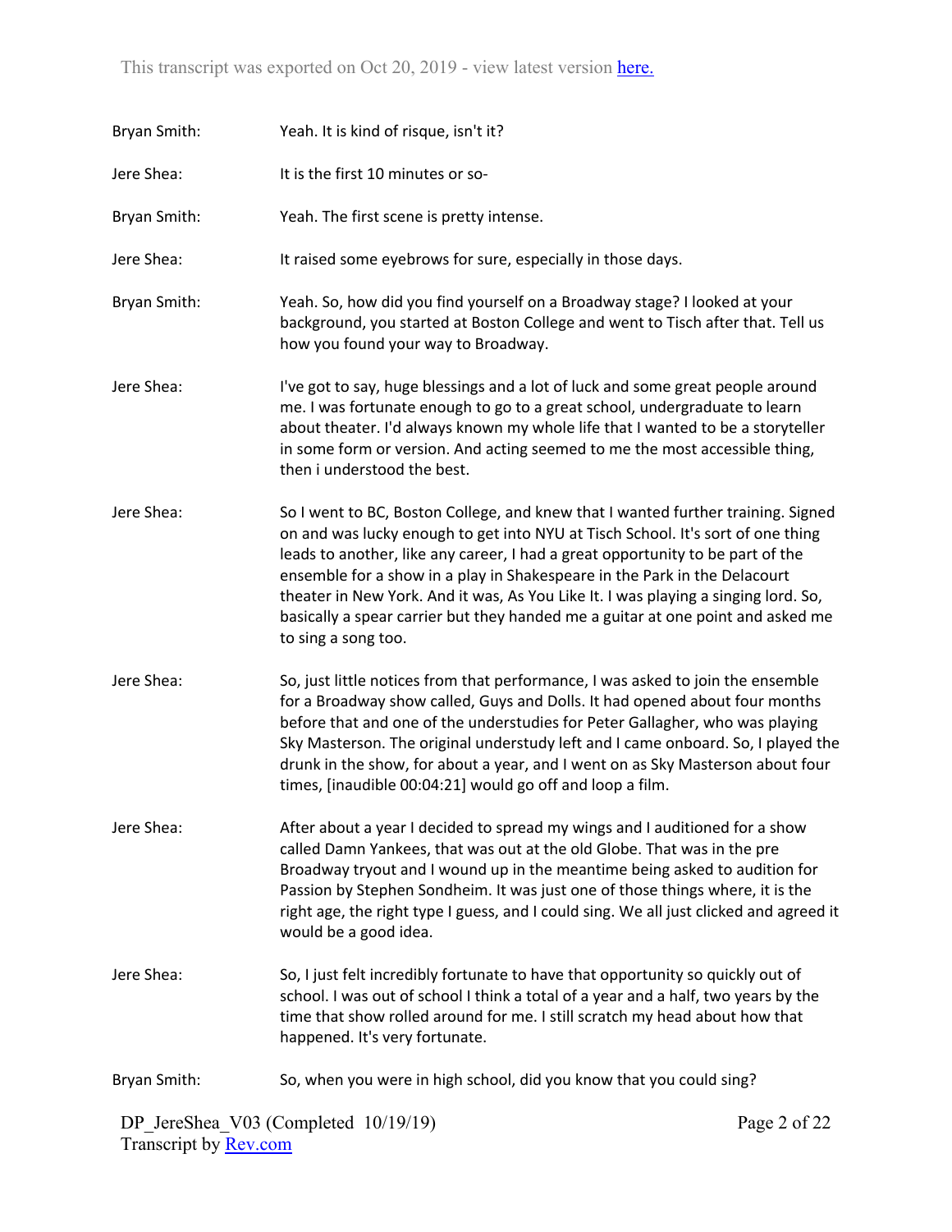Bryan Smith: Yeah. It is kind of risque, isn't it?

Jere Shea: It is the first 10 minutes or so-

Bryan Smith: Yeah. The first scene is pretty intense.

Jere Shea: It raised some eyebrows for sure, especially in those days.

Bryan Smith: Yeah. So, how did you find yourself on a Broadway stage? I looked at your background, you started at Boston College and went to Tisch after that. Tell us how you found your way to Broadway.

Jere Shea: I've got to say, huge blessings and a lot of luck and some great people around me. I was fortunate enough to go to a great school, undergraduate to learn about theater. I'd always known my whole life that I wanted to be a storyteller in some form or version. And acting seemed to me the most accessible thing, then i understood the best.

Jere Shea: So I went to BC, Boston College, and knew that I wanted further training. Signed on and was lucky enough to get into NYU at Tisch School. It's sort of one thing leads to another, like any career, I had a great opportunity to be part of the ensemble for a show in a play in Shakespeare in the Park in the Delacourt theater in New York. And it was, As You Like It. I was playing a singing lord. So, basically a spear carrier but they handed me a guitar at one point and asked me to sing a song too.

Jere Shea: So, just little notices from that performance, I was asked to join the ensemble for a Broadway show called, Guys and Dolls. It had opened about four months before that and one of the understudies for Peter Gallagher, who was playing Sky Masterson. The original understudy left and I came onboard. So, I played the drunk in the show, for about a year, and I went on as Sky Masterson about four times, [inaudible 00:04:21] would go off and loop a film.

Jere Shea: After about a year I decided to spread my wings and I auditioned for a show called Damn Yankees, that was out at the old Globe. That was in the pre Broadway tryout and I wound up in the meantime being asked to audition for Passion by Stephen Sondheim. It was just one of those things where, it is the right age, the right type I guess, and I could sing. We all just clicked and agreed it would be a good idea.

Jere Shea: So, I just felt incredibly fortunate to have that opportunity so quickly out of school. I was out of school I think a total of a year and a half, two years by the time that show rolled around for me. I still scratch my head about how that happened. It's very fortunate.

Bryan Smith: So, when you were in high school, did you know that you could sing?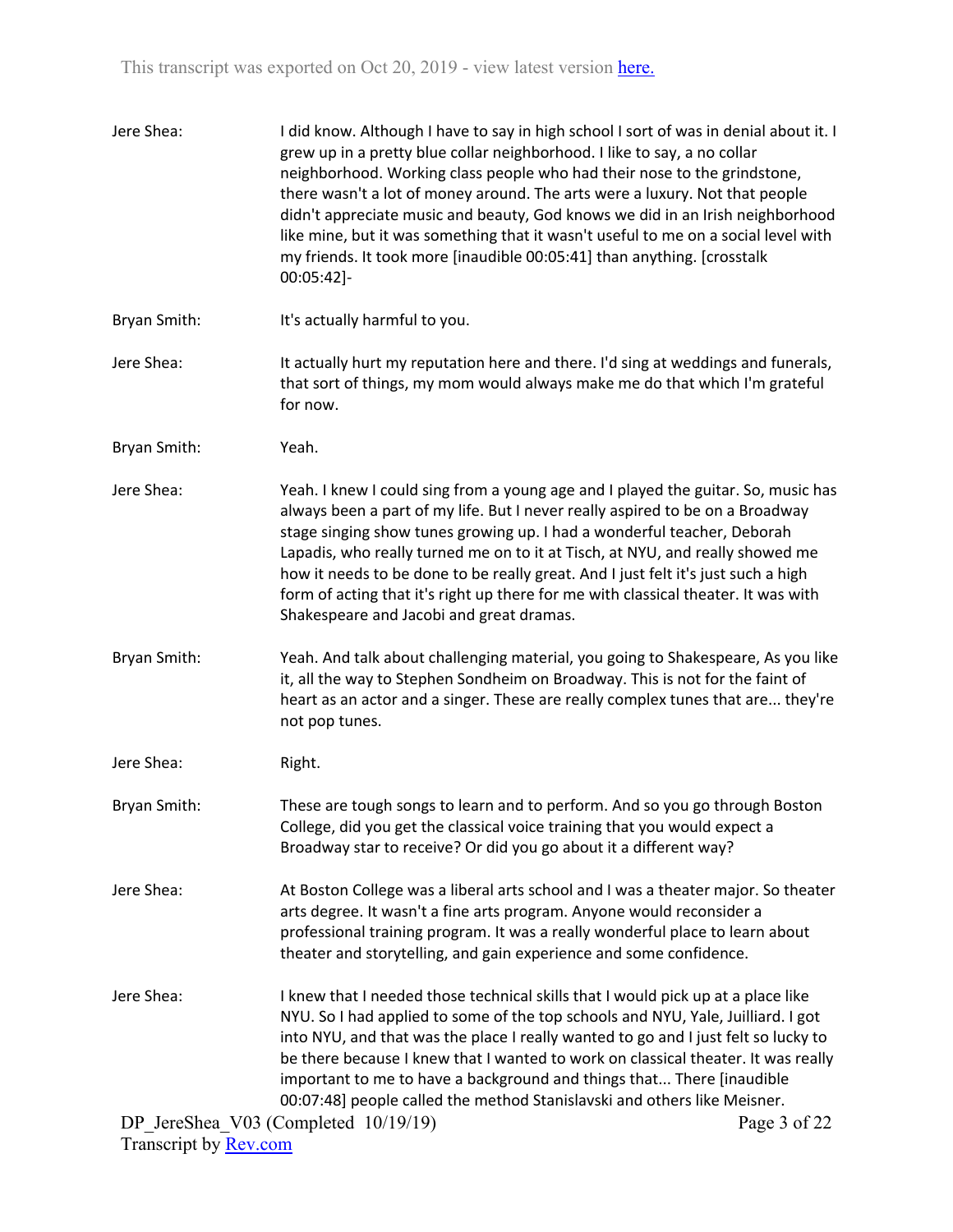Jere Shea: I did know. Although I have to say in high school I sort of was in denial about it. I grew up in a pretty blue collar neighborhood. I like to say, a no collar neighborhood. Working class people who had their nose to the grindstone, there wasn't a lot of money around. The arts were a luxury. Not that people didn't appreciate music and beauty, God knows we did in an Irish neighborhood like mine, but it was something that it wasn't useful to me on a social level with my friends. It took more [inaudible 00:05:41] than anything. [crosstalk 00:05:42]-

Bryan Smith: It's actually harmful to you.

Jere Shea: It actually hurt my reputation here and there. I'd sing at weddings and funerals, that sort of things, my mom would always make me do that which I'm grateful for now.

Bryan Smith: Yeah.

Jere Shea: Yeah. I knew I could sing from a young age and I played the guitar. So, music has always been a part of my life. But I never really aspired to be on a Broadway stage singing show tunes growing up. I had a wonderful teacher, Deborah Lapadis, who really turned me on to it at Tisch, at NYU, and really showed me how it needs to be done to be really great. And I just felt it's just such a high form of acting that it's right up there for me with classical theater. It was with Shakespeare and Jacobi and great dramas.

Bryan Smith: Yeah. And talk about challenging material, you going to Shakespeare, As you like it, all the way to Stephen Sondheim on Broadway. This is not for the faint of heart as an actor and a singer. These are really complex tunes that are... they're not pop tunes.

Jere Shea: Right.

Bryan Smith: These are tough songs to learn and to perform. And so you go through Boston College, did you get the classical voice training that you would expect a Broadway star to receive? Or did you go about it a different way?

Jere Shea: At Boston College was a liberal arts school and I was a theater major. So theater arts degree. It wasn't a fine arts program. Anyone would reconsider a professional training program. It was a really wonderful place to learn about theater and storytelling, and gain experience and some confidence.

Jere Shea: I knew that I needed those technical skills that I would pick up at a place like NYU. So I had applied to some of the top schools and NYU, Yale, Juilliard. I got into NYU, and that was the place I really wanted to go and I just felt so lucky to be there because I knew that I wanted to work on classical theater. It was really important to me to have a background and things that... There [inaudible 00:07:48] people called the method Stanislavski and others like Meisner.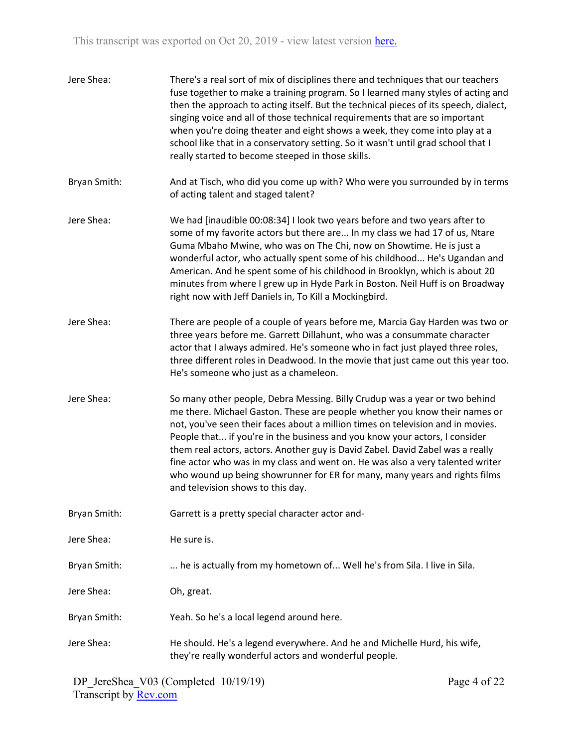Jere Shea: There's a real sort of mix of disciplines there and techniques that our teachers fuse together to make a training program. So I learned many styles of acting and then the approach to acting itself. But the technical pieces of its speech, dialect, singing voice and all of those technical requirements that are so important when you're doing theater and eight shows a week, they come into play at a school like that in a conservatory setting. So it wasn't until grad school that I really started to become steeped in those skills.

Bryan Smith: And at Tisch, who did you come up with? Who were you surrounded by in terms of acting talent and staged talent?

Jere Shea: We had [inaudible 00:08:34] I look two years before and two years after to some of my favorite actors but there are... In my class we had 17 of us, Ntare Guma Mbaho Mwine, who was on The Chi, now on Showtime. He is just a wonderful actor, who actually spent some of his childhood... He's Ugandan and American. And he spent some of his childhood in Brooklyn, which is about 20 minutes from where I grew up in Hyde Park in Boston. Neil Huff is on Broadway right now with Jeff Daniels in, To Kill a Mockingbird.

Jere Shea: There are people of a couple of years before me, Marcia Gay Harden was two or three years before me. Garrett Dillahunt, who was a consummate character actor that I always admired. He's someone who in fact just played three roles, three different roles in Deadwood. In the movie that just came out this year too. He's someone who just as a chameleon.

Jere Shea: So many other people, Debra Messing. Billy Crudup was a year or two behind me there. Michael Gaston. These are people whether you know their names or not, you've seen their faces about a million times on television and in movies. People that... if you're in the business and you know your actors, I consider them real actors, actors. Another guy is David Zabel. David Zabel was a really fine actor who was in my class and went on. He was also a very talented writer who wound up being showrunner for ER for many, many years and rights films and television shows to this day.

Bryan Smith: Garrett is a pretty special character actor and-

Jere Shea: He sure is.

Bryan Smith: ... he is actually from my hometown of... Well he's from Sila. I live in Sila.

Jere Shea: Oh, great.

Bryan Smith: Yeah. So he's a local legend around here.

Jere Shea: He should. He's a legend everywhere. And he and Michelle Hurd, his wife, they're really wonderful actors and wonderful people.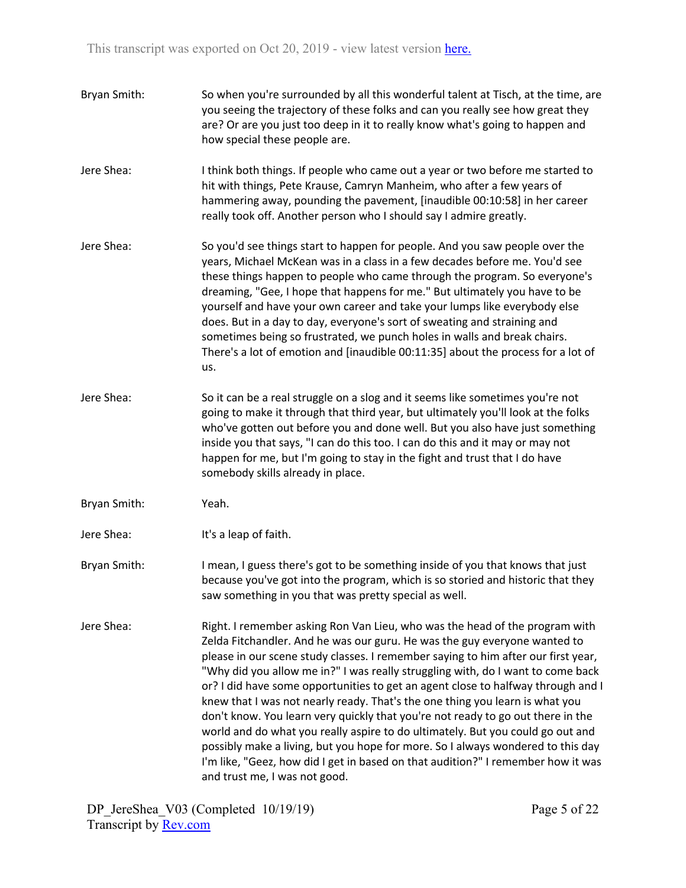Bryan Smith: So when you're surrounded by all this wonderful talent at Tisch, at the time, are you seeing the trajectory of these folks and can you really see how great they are? Or are you just too deep in it to really know what's going to happen and how special these people are.

Jere Shea: I think both things. If people who came out a year or two before me started to hit with things, Pete Krause, Camryn Manheim, who after a few years of hammering away, pounding the pavement, [inaudible 00:10:58] in her career really took off. Another person who I should say I admire greatly.

Jere Shea: So you'd see things start to happen for people. And you saw people over the years, Michael McKean was in a class in a few decades before me. You'd see these things happen to people who came through the program. So everyone's dreaming, "Gee, I hope that happens for me." But ultimately you have to be yourself and have your own career and take your lumps like everybody else does. But in a day to day, everyone's sort of sweating and straining and sometimes being so frustrated, we punch holes in walls and break chairs. There's a lot of emotion and [inaudible 00:11:35] about the process for a lot of us.

Jere Shea: So it can be a real struggle on a slog and it seems like sometimes you're not going to make it through that third year, but ultimately you'll look at the folks who've gotten out before you and done well. But you also have just something inside you that says, "I can do this too. I can do this and it may or may not happen for me, but I'm going to stay in the fight and trust that I do have somebody skills already in place.

Bryan Smith: Yeah.

Jere Shea: It's a leap of faith.

Bryan Smith: I mean, I guess there's got to be something inside of you that knows that just because you've got into the program, which is so storied and historic that they saw something in you that was pretty special as well.

Jere Shea: Right. I remember asking Ron Van Lieu, who was the head of the program with Zelda Fitchandler. And he was our guru. He was the guy everyone wanted to please in our scene study classes. I remember saying to him after our first year, "Why did you allow me in?" I was really struggling with, do I want to come back or? I did have some opportunities to get an agent close to halfway through and I knew that I was not nearly ready. That's the one thing you learn is what you don't know. You learn very quickly that you're not ready to go out there in the world and do what you really aspire to do ultimately. But you could go out and possibly make a living, but you hope for more. So I always wondered to this day I'm like, "Geez, how did I get in based on that audition?" I remember how it was and trust me, I was not good.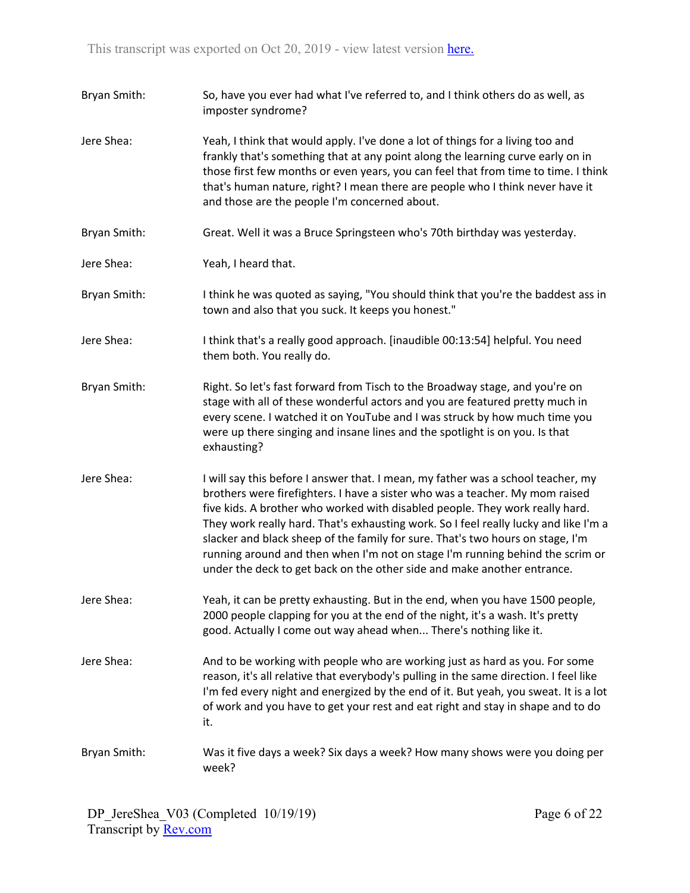Bryan Smith: So, have you ever had what I've referred to, and I think others do as well, as imposter syndrome?

Jere Shea: Yeah, I think that would apply. I've done a lot of things for a living too and frankly that's something that at any point along the learning curve early on in those first few months or even years, you can feel that from time to time. I think that's human nature, right? I mean there are people who I think never have it and those are the people I'm concerned about.

Bryan Smith: Great. Well it was a Bruce Springsteen who's 70th birthday was yesterday.

Jere Shea: Yeah, I heard that.

Bryan Smith: I think he was quoted as saying, "You should think that you're the baddest ass in town and also that you suck. It keeps you honest."

Jere Shea: I think that's a really good approach. [inaudible 00:13:54] helpful. You need them both. You really do.

Bryan Smith: Right. So let's fast forward from Tisch to the Broadway stage, and you're on stage with all of these wonderful actors and you are featured pretty much in every scene. I watched it on YouTube and I was struck by how much time you were up there singing and insane lines and the spotlight is on you. Is that exhausting?

Jere Shea: I will say this before I answer that. I mean, my father was a school teacher, my brothers were firefighters. I have a sister who was a teacher. My mom raised five kids. A brother who worked with disabled people. They work really hard. They work really hard. That's exhausting work. So I feel really lucky and like I'm a slacker and black sheep of the family for sure. That's two hours on stage, I'm running around and then when I'm not on stage I'm running behind the scrim or under the deck to get back on the other side and make another entrance.

Jere Shea: Yeah, it can be pretty exhausting. But in the end, when you have 1500 people, 2000 people clapping for you at the end of the night, it's a wash. It's pretty good. Actually I come out way ahead when... There's nothing like it.

Jere Shea: And to be working with people who are working just as hard as you. For some reason, it's all relative that everybody's pulling in the same direction. I feel like I'm fed every night and energized by the end of it. But yeah, you sweat. It is a lot of work and you have to get your rest and eat right and stay in shape and to do it.

Bryan Smith: Was it five days a week? Six days a week? How many shows were you doing per week?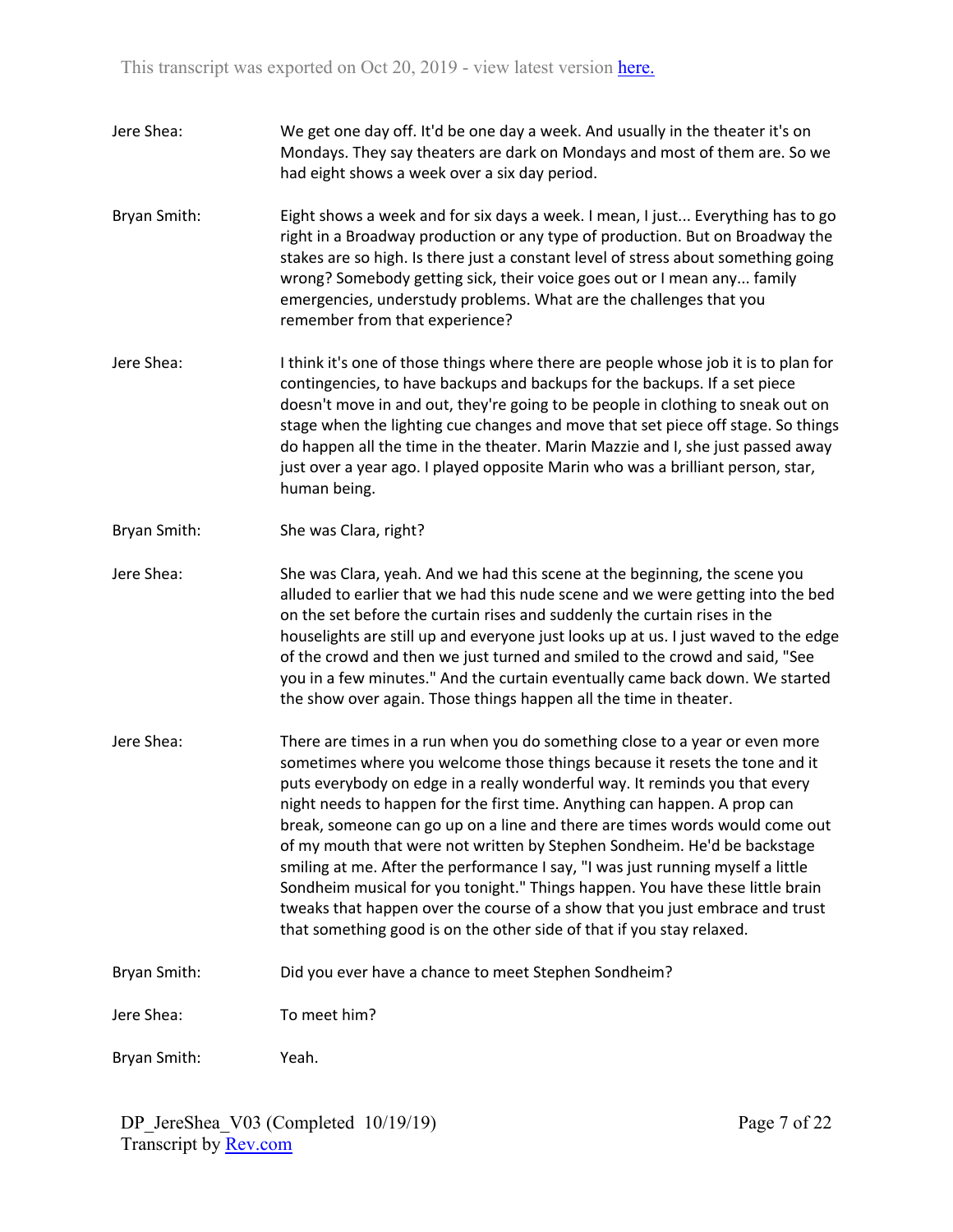Jere Shea: We get one day off. It'd be one day a week. And usually in the theater it's on Mondays. They say theaters are dark on Mondays and most of them are. So we had eight shows a week over a six day period.

Bryan Smith: Eight shows a week and for six days a week. I mean, I just... Everything has to go right in a Broadway production or any type of production. But on Broadway the stakes are so high. Is there just a constant level of stress about something going wrong? Somebody getting sick, their voice goes out or I mean any... family emergencies, understudy problems. What are the challenges that you remember from that experience?

Jere Shea: I think it's one of those things where there are people whose job it is to plan for contingencies, to have backups and backups for the backups. If a set piece doesn't move in and out, they're going to be people in clothing to sneak out on stage when the lighting cue changes and move that set piece off stage. So things do happen all the time in the theater. Marin Mazzie and I, she just passed away just over a year ago. I played opposite Marin who was a brilliant person, star, human being.

Bryan Smith: She was Clara, right?

Jere Shea: She was Clara, yeah. And we had this scene at the beginning, the scene you alluded to earlier that we had this nude scene and we were getting into the bed on the set before the curtain rises and suddenly the curtain rises in the houselights are still up and everyone just looks up at us. I just waved to the edge of the crowd and then we just turned and smiled to the crowd and said, "See you in a few minutes." And the curtain eventually came back down. We started the show over again. Those things happen all the time in theater.

Jere Shea: There are times in a run when you do something close to a year or even more sometimes where you welcome those things because it resets the tone and it puts everybody on edge in a really wonderful way. It reminds you that every night needs to happen for the first time. Anything can happen. A prop can break, someone can go up on a line and there are times words would come out of my mouth that were not written by Stephen Sondheim. He'd be backstage smiling at me. After the performance I say, "I was just running myself a little Sondheim musical for you tonight." Things happen. You have these little brain tweaks that happen over the course of a show that you just embrace and trust that something good is on the other side of that if you stay relaxed.

Bryan Smith: Did you ever have a chance to meet Stephen Sondheim?

Jere Shea: To meet him?

Bryan Smith: Yeah.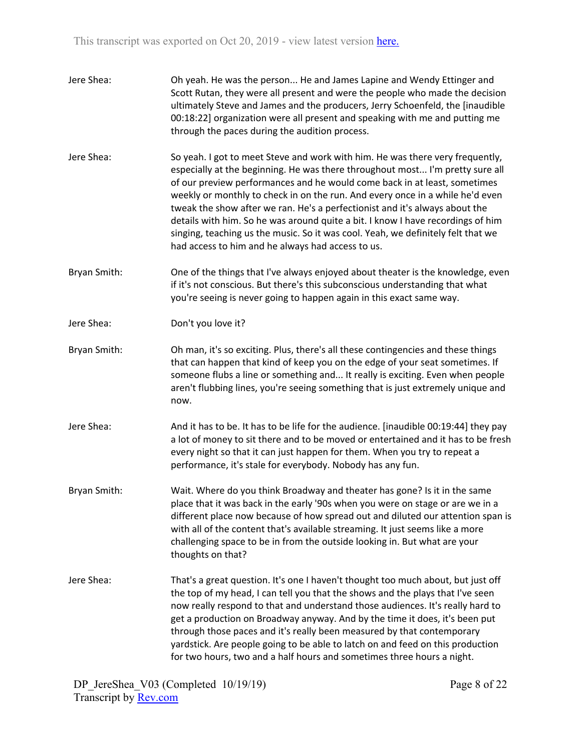**Jere Shea:** Oh yeah. He was the person... He and James Lapine and Wendy Ettinger and Scott Rutan, they were all present and were the people who made the decision ultimately Steve and James and the producers, Jerry Schoenfeld, the [inaudible 00:18:22] organization were all present and speaking with me and putting me through the paces during the audition process.

**Jere Shea:** So yeah. I got to meet Steve and work with him. He was there very frequently, especially at the beginning. He was there throughout most... I'm pretty sure all of our preview performances and he would come back in at least, sometimes weekly or monthly to check in on the run. And every once in a while he'd even tweak the show after we ran. He's a perfectionist and it's always about the details with him. So he was around quite a bit. I know I have recordings of him singing, teaching us the music. So it was cool. Yeah, we definitely felt that we had access to him and he always had access to us.

**Bryan Smith:** One of the things that I've always enjoyed about theater is the knowledge, even if it's not conscious. But there's this subconscious understanding that what you're seeing is never going to happen again in this exact same way.

**Jere Shea:** Don't you love it?

**Bryan Smith:** Oh man, it's so exciting. Plus, there's all these contingencies and these things that can happen that kind of keep you on the edge of your seat sometimes. If someone flubs a line or something and... It really is exciting. Even when people aren't flubbing lines, you're seeing something that is just extremely unique and now.

**Jere Shea:** And it has to be. It has to be life for the audience. [inaudible 00:19:44] they pay a lot of money to sit there and to be moved or entertained and it has to be fresh every night so that it can just happen for them. When you try to repeat a performance, it's stale for everybody. Nobody has any fun.

**Bryan Smith:** Wait. Where do you think Broadway and theater has gone? Is it in the same place that it was back in the early '90s when you were on stage or are we in a different place now because of how spread out and diluted our attention span is with all of the content that's available streaming. It just seems like a more challenging space to be in from the outside looking in. But what are your thoughts on that?

**Jere Shea:** That's a great question. It's one I haven't thought too much about, but just off the top of my head, I can tell you that the shows and the plays that I've seen now really respond to that and understand those audiences. It's really hard to get a production on Broadway anyway. And by the time it does, it's been put through those paces and it's really been measured by that contemporary yardstick. Are people going to be able to latch on and feed on this production for two hours, two and a half hours and sometimes three hours a night.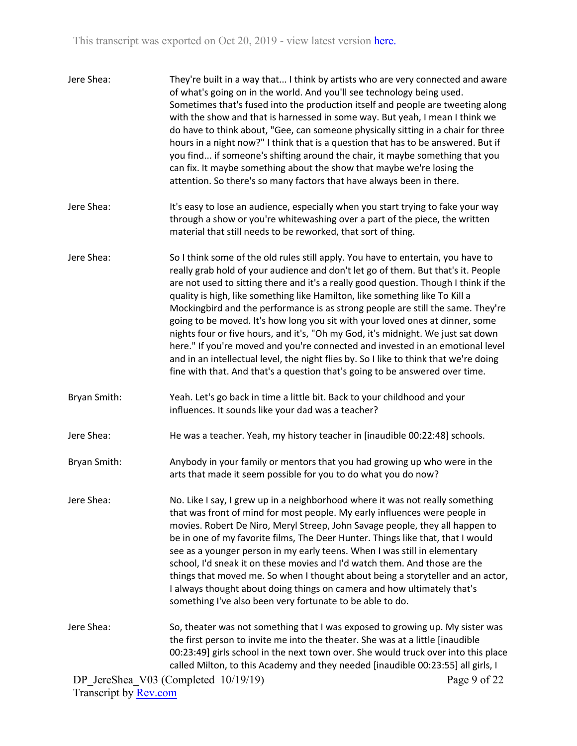Jere Shea: They're built in a way that... I think by artists who are very connected and aware of what's going on in the world. And you'll see technology being used. Sometimes that's fused into the production itself and people are tweeting along with the show and that is harnessed in some way. But yeah, I mean I think we do have to think about, "Gee, can someone physically sitting in a chair for three hours in a night now?" I think that is a question that has to be answered. But if you find... if someone's shifting around the chair, it maybe something that you can fix. It maybe something about the show that maybe we're losing the attention. So there's so many factors that have always been in there.

Jere Shea: It's easy to lose an audience, especially when you start trying to fake your way through a show or you're whitewashing over a part of the piece, the written material that still needs to be reworked, that sort of thing.

Jere Shea: So I think some of the old rules still apply. You have to entertain, you have to really grab hold of your audience and don't let go of them. But that's it. People are not used to sitting there and it's a really good question. Though I think if the quality is high, like something like Hamilton, like something like To Kill a Mockingbird and the performance is as strong people are still the same. They're going to be moved. It's how long you sit with your loved ones at dinner, some nights four or five hours, and it's, "Oh my God, it's midnight. We just sat down here." If you're moved and you're connected and invested in an emotional level and in an intellectual level, the night flies by. So I like to think that we're doing fine with that. And that's a question that's going to be answered over time.

Bryan Smith: Yeah. Let's go back in time a little bit. Back to your childhood and your influences. It sounds like your dad was a teacher?

Jere Shea: He was a teacher. Yeah, my history teacher in [inaudible 00:22:48] schools.

Bryan Smith: Anybody in your family or mentors that you had growing up who were in the arts that made it seem possible for you to do what you do now?

Jere Shea: No. Like I say, I grew up in a neighborhood where it was not really something that was front of mind for most people. My early influences were people in movies. Robert De Niro, Meryl Streep, John Savage people, they all happen to be in one of my favorite films, The Deer Hunter. Things like that, that I would see as a younger person in my early teens. When I was still in elementary school, I'd sneak it on these movies and I'd watch them. And those are the things that moved me. So when I thought about being a storyteller and an actor, I always thought about doing things on camera and how ultimately that's something I've also been very fortunate to be able to do.

Jere Shea: So, theater was not something that I was exposed to growing up. My sister was the first person to invite me into the theater. She was at a little [inaudible 00:23:49] girls school in the next town over. She would truck over into this place called Milton, to this Academy and they needed [inaudible 00:23:55] all girls, I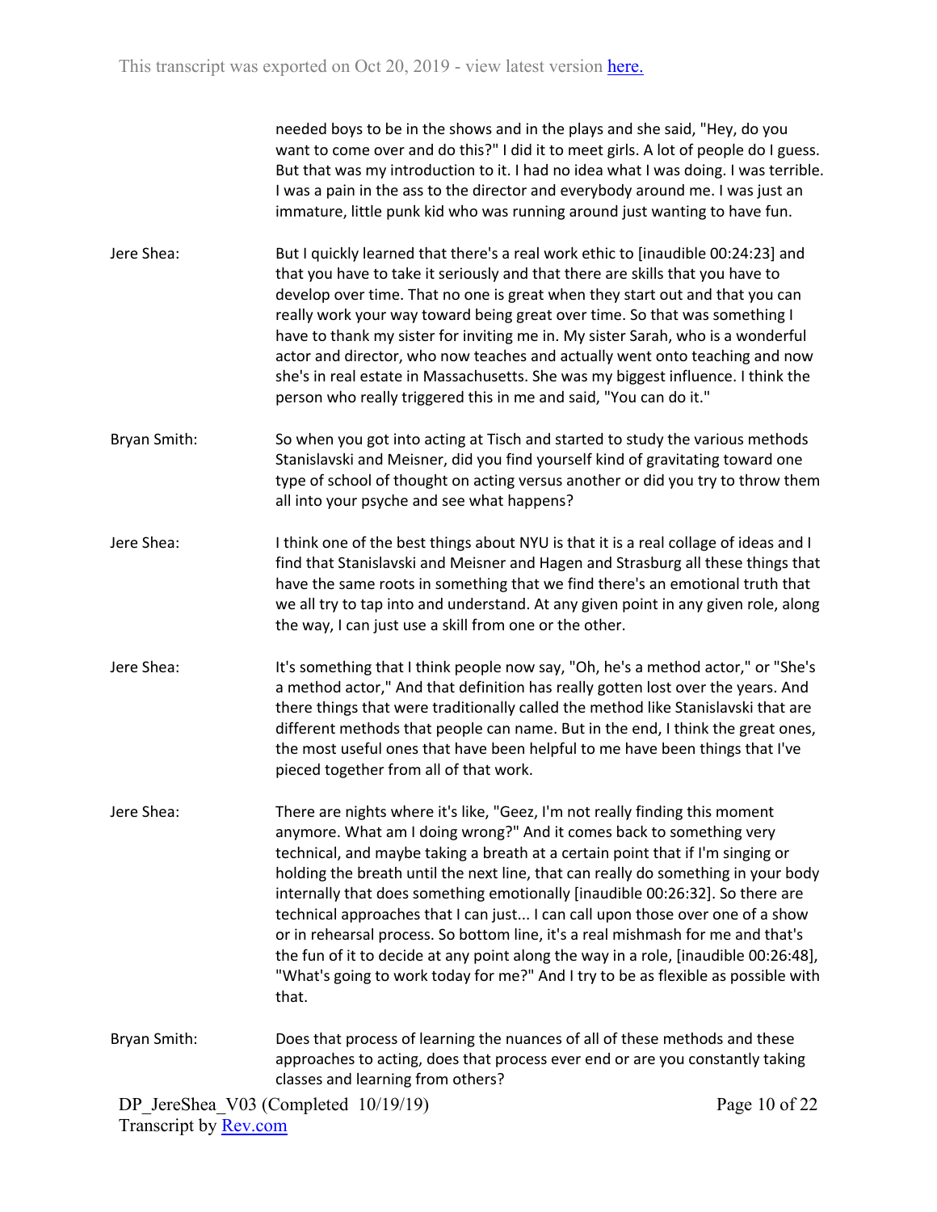needed boys to be in the shows and in the plays and she said, "Hey, do you want to come over and do this?" I did it to meet girls. A lot of people do I guess. But that was my introduction to it. I had no idea what I was doing. I was terrible. I was a pain in the ass to the director and everybody around me. I was just an immature, little punk kid who was running around just wanting to have fun.

Jere Shea: But I quickly learned that there's a real work ethic to [inaudible 00:24:23] and that you have to take it seriously and that there are skills that you have to develop over time. That no one is great when they start out and that you can really work your way toward being great over time. So that was something I have to thank my sister for inviting me in. My sister Sarah, who is a wonderful actor and director, who now teaches and actually went onto teaching and now she's in real estate in Massachusetts. She was my biggest influence. I think the person who really triggered this in me and said, "You can do it."

Bryan Smith: So when you got into acting at Tisch and started to study the various methods Stanislavski and Meisner, did you find yourself kind of gravitating toward one type of school of thought on acting versus another or did you try to throw them all into your psyche and see what happens?

Jere Shea: I think one of the best things about NYU is that it is a real collage of ideas and I find that Stanislavski and Meisner and Hagen and Strasburg all these things that have the same roots in something that we find there's an emotional truth that we all try to tap into and understand. At any given point in any given role, along the way, I can just use a skill from one or the other.

Jere Shea: It's something that I think people now say, "Oh, he's a method actor," or "She's a method actor," And that definition has really gotten lost over the years. And there things that were traditionally called the method like Stanislavski that are different methods that people can name. But in the end, I think the great ones, the most useful ones that have been helpful to me have been things that I've pieced together from all of that work.

Jere Shea: There are nights where it's like, "Geez, I'm not really finding this moment anymore. What am I doing wrong?" And it comes back to something very technical, and maybe taking a breath at a certain point that if I'm singing or holding the breath until the next line, that can really do something in your body internally that does something emotionally [inaudible 00:26:32]. So there are technical approaches that I can just... I can call upon those over one of a show or in rehearsal process. So bottom line, it's a real mishmash for me and that's the fun of it to decide at any point along the way in a role, [inaudible 00:26:48], "What's going to work today for me?" And I try to be as flexible as possible with that.

Bryan Smith: Does that process of learning the nuances of all of these methods and these approaches to acting, does that process ever end or are you constantly taking classes and learning from others?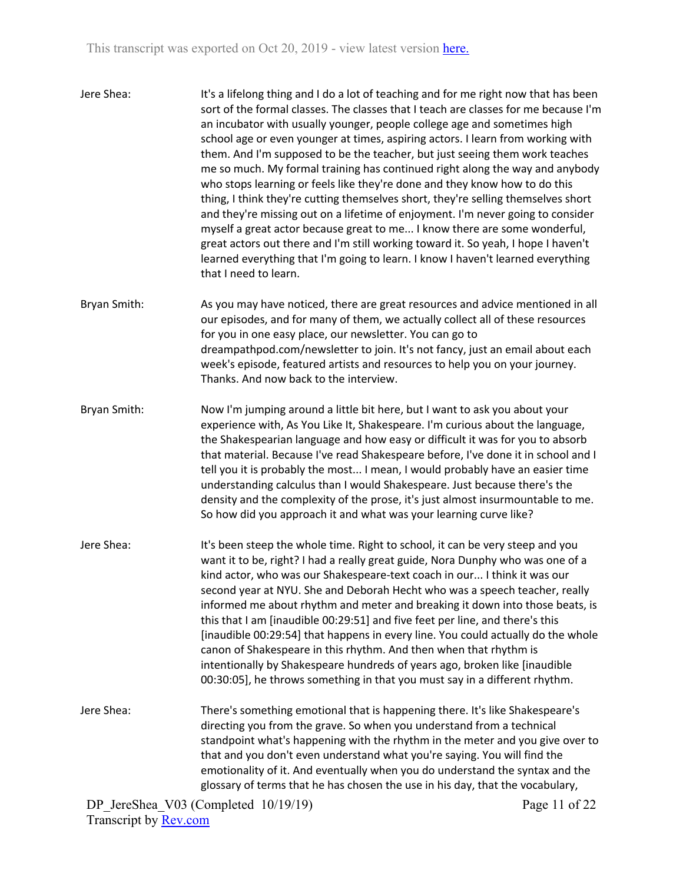Jere Shea: It's a lifelong thing and I do a lot of teaching and for me right now that has been sort of the formal classes. The classes that I teach are classes for me because I'm an incubator with usually younger, people college age and sometimes high school age or even younger at times, aspiring actors. I learn from working with them. And I'm supposed to be the teacher, but just seeing them work teaches me so much. My formal training has continued right along the way and anybody who stops learning or feels like they're done and they know how to do this thing, I think they're cutting themselves short, they're selling themselves short and they're missing out on a lifetime of enjoyment. I'm never going to consider myself a great actor because great to me... I know there are some wonderful, great actors out there and I'm still working toward it. So yeah, I hope I haven't learned everything that I'm going to learn. I know I haven't learned everything that I need to learn.

Bryan Smith: As you may have noticed, there are great resources and advice mentioned in all our episodes, and for many of them, we actually collect all of these resources for you in one easy place, our newsletter. You can go to dreampathpod.com/newsletter to join. It's not fancy, just an email about each week's episode, featured artists and resources to help you on your journey. Thanks. And now back to the interview.

Bryan Smith: Now I'm jumping around a little bit here, but I want to ask you about your experience with, As You Like It, Shakespeare. I'm curious about the language, the Shakespearian language and how easy or difficult it was for you to absorb that material. Because I've read Shakespeare before, I've done it in school and I tell you it is probably the most... I mean, I would probably have an easier time understanding calculus than I would Shakespeare. Just because there's the density and the complexity of the prose, it's just almost insurmountable to me. So how did you approach it and what was your learning curve like?

Jere Shea: It's been steep the whole time. Right to school, it can be very steep and you want it to be, right? I had a really great guide, Nora Dunphy who was one of a kind actor, who was our Shakespeare-text coach in our... I think it was our second year at NYU. She and Deborah Hecht who was a speech teacher, really informed me about rhythm and meter and breaking it down into those beats, is this that I am [inaudible 00:29:51] and five feet per line, and there's this [inaudible 00:29:54] that happens in every line. You could actually do the whole canon of Shakespeare in this rhythm. And then when that rhythm is intentionally by Shakespeare hundreds of years ago, broken like [inaudible 00:30:05], he throws something in that you must say in a different rhythm.

Jere Shea: There's something emotional that is happening there. It's like Shakespeare's directing you from the grave. So when you understand from a technical standpoint what's happening with the rhythm in the meter and you give over to that and you don't even understand what you're saying. You will find the emotionality of it. And eventually when you do understand the syntax and the glossary of terms that he has chosen the use in his day, that the vocabulary,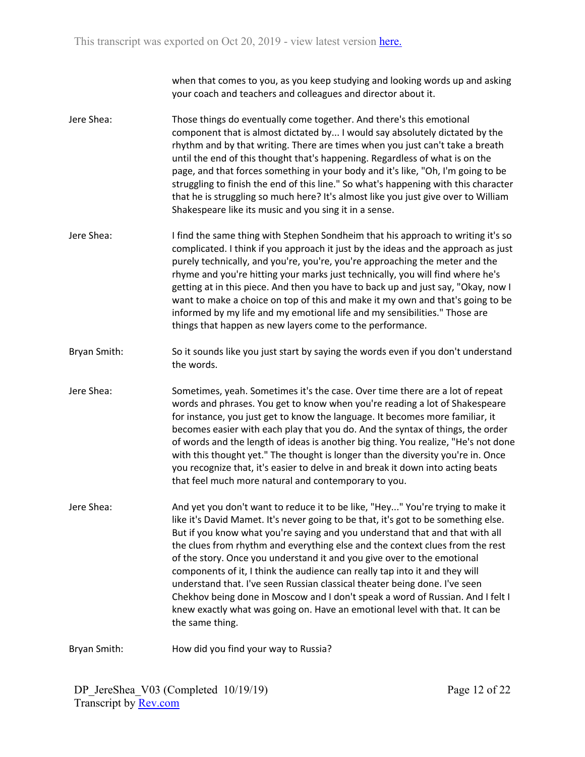when that comes to you, as you keep studying and looking words up and asking your coach and teachers and colleagues and director about it.

Jere Shea: Those things do eventually come together. And there's this emotional component that is almost dictated by... I would say absolutely dictated by the rhythm and by that writing. There are times when you just can't take a breath until the end of this thought that's happening. Regardless of what is on the page, and that forces something in your body and it's like, "Oh, I'm going to be struggling to finish the end of this line." So what's happening with this character that he is struggling so much here? It's almost like you just give over to William Shakespeare like its music and you sing it in a sense.

Jere Shea: I find the same thing with Stephen Sondheim that his approach to writing it's so complicated. I think if you approach it just by the ideas and the approach as just purely technically, and you're, you're, you're approaching the meter and the rhyme and you're hitting your marks just technically, you will find where he's getting at in this piece. And then you have to back up and just say, "Okay, now I want to make a choice on top of this and make it my own and that's going to be informed by my life and my emotional life and my sensibilities." Those are things that happen as new layers come to the performance.

Bryan Smith: So it sounds like you just start by saying the words even if you don't understand the words.

Jere Shea: Sometimes, yeah. Sometimes it's the case. Over time there are a lot of repeat words and phrases. You get to know when you're reading a lot of Shakespeare for instance, you just get to know the language. It becomes more familiar, it becomes easier with each play that you do. And the syntax of things, the order of words and the length of ideas is another big thing. You realize, "He's not done with this thought yet." The thought is longer than the diversity you're in. Once you recognize that, it's easier to delve in and break it down into acting beats that feel much more natural and contemporary to you.

Jere Shea: And yet you don't want to reduce it to be like, "Hey..." You're trying to make it like it's David Mamet. It's never going to be that, it's got to be something else. But if you know what you're saying and you understand that and that with all the clues from rhythm and everything else and the context clues from the rest of the story. Once you understand it and you give over to the emotional components of it, I think the audience can really tap into it and they will understand that. I've seen Russian classical theater being done. I've seen Chekhov being done in Moscow and I don't speak a word of Russian. And I felt I knew exactly what was going on. Have an emotional level with that. It can be the same thing.

Bryan Smith: How did you find your way to Russia?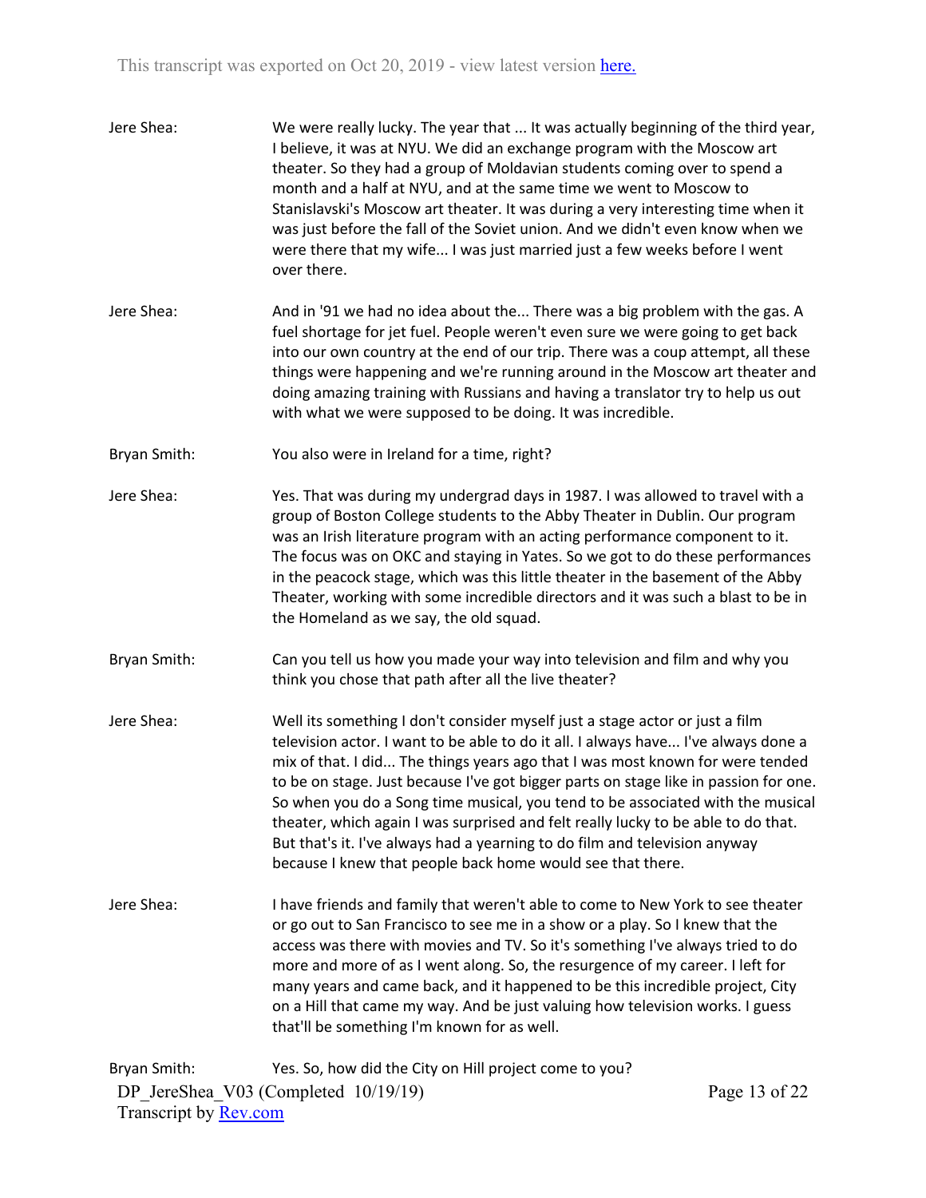Jere Shea: We were really lucky. The year that ... It was actually beginning of the third year, I believe, it was at NYU. We did an exchange program with the Moscow art theater. So they had a group of Moldavian students coming over to spend a month and a half at NYU, and at the same time we went to Moscow to Stanislavski's Moscow art theater. It was during a very interesting time when it was just before the fall of the Soviet union. And we didn't even know when we were there that my wife... I was just married just a few weeks before I went over there.

Jere Shea: And in '91 we had no idea about the... There was a big problem with the gas. A fuel shortage for jet fuel. People weren't even sure we were going to get back into our own country at the end of our trip. There was a coup attempt, all these things were happening and we're running around in the Moscow art theater and doing amazing training with Russians and having a translator try to help us out with what we were supposed to be doing. It was incredible.

Bryan Smith: You also were in Ireland for a time, right?

Jere Shea: Yes. That was during my undergrad days in 1987. I was allowed to travel with a group of Boston College students to the Abby Theater in Dublin. Our program was an Irish literature program with an acting performance component to it. The focus was on OKC and staying in Yates. So we got to do these performances in the peacock stage, which was this little theater in the basement of the Abby Theater, working with some incredible directors and it was such a blast to be in the Homeland as we say, the old squad.

Bryan Smith: Can you tell us how you made your way into television and film and why you think you chose that path after all the live theater?

Jere Shea: Well its something I don't consider myself just a stage actor or just a film television actor. I want to be able to do it all. I always have... I've always done a mix of that. I did... The things years ago that I was most known for were tended to be on stage. Just because I've got bigger parts on stage like in passion for one. So when you do a Song time musical, you tend to be associated with the musical theater, which again I was surprised and felt really lucky to be able to do that. But that's it. I've always had a yearning to do film and television anyway because I knew that people back home would see that there.

Jere Shea: I have friends and family that weren't able to come to New York to see theater or go out to San Francisco to see me in a show or a play. So I knew that the access was there with movies and TV. So it's something I've always tried to do more and more of as I went along. So, the resurgence of my career. I left for many years and came back, and it happened to be this incredible project, City on a Hill that came my way. And be just valuing how television works. I guess that'll be something I'm known for as well.

Bryan Smith: Yes. So, how did the City on Hill project come to you?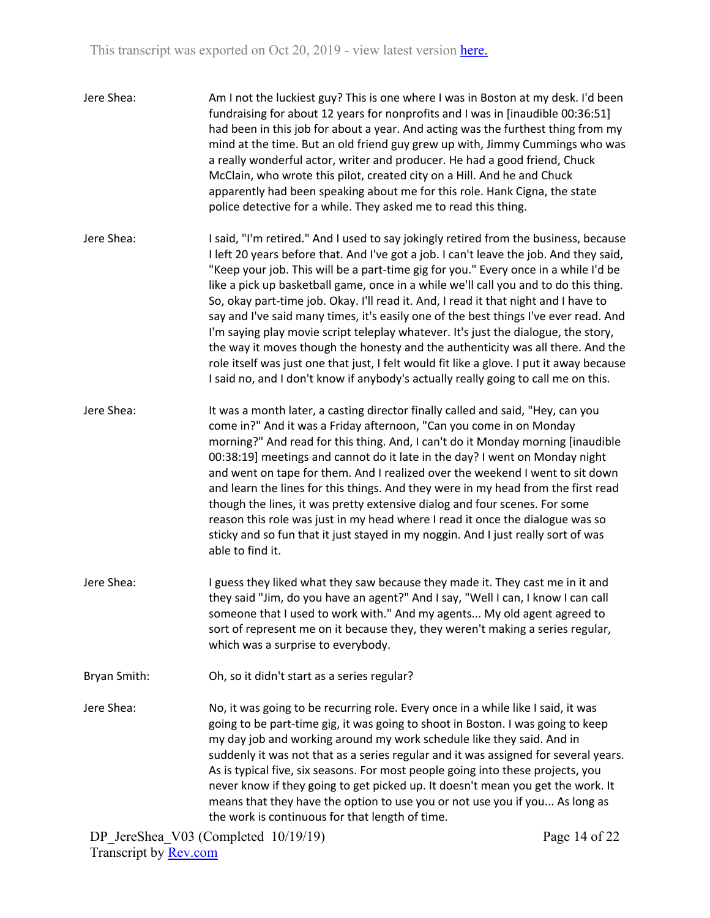Jere Shea: Am I not the luckiest guy? This is one where I was in Boston at my desk. I'd been fundraising for about 12 years for nonprofits and I was in [inaudible 00:36:51] had been in this job for about a year. And acting was the furthest thing from my mind at the time. But an old friend guy grew up with, Jimmy Cummings who was a really wonderful actor, writer and producer. He had a good friend, Chuck McClain, who wrote this pilot, created city on a Hill. And he and Chuck apparently had been speaking about me for this role. Hank Cigna, the state police detective for a while. They asked me to read this thing.

Jere Shea: I said, "I'm retired." And I used to say jokingly retired from the business, because I left 20 years before that. And I've got a job. I can't leave the job. And they said, "Keep your job. This will be a part-time gig for you." Every once in a while I'd be like a pick up basketball game, once in a while we'll call you and to do this thing. So, okay part-time job. Okay. I'll read it. And, I read it that night and I have to say and I've said many times, it's easily one of the best things I've ever read. And I'm saying play movie script teleplay whatever. It's just the dialogue, the story, the way it moves though the honesty and the authenticity was all there. And the role itself was just one that just, I felt would fit like a glove. I put it away because I said no, and I don't know if anybody's actually really going to call me on this.

Jere Shea: It was a month later, a casting director finally called and said, "Hey, can you come in?" And it was a Friday afternoon, "Can you come in on Monday morning?" And read for this thing. And, I can't do it Monday morning [inaudible 00:38:19] meetings and cannot do it late in the day? I went on Monday night and went on tape for them. And I realized over the weekend I went to sit down and learn the lines for this things. And they were in my head from the first read though the lines, it was pretty extensive dialog and four scenes. For some reason this role was just in my head where I read it once the dialogue was so sticky and so fun that it just stayed in my noggin. And I just really sort of was able to find it.

Jere Shea: I guess they liked what they saw because they made it. They cast me in it and they said "Jim, do you have an agent?" And I say, "Well I can, I know I can call someone that I used to work with." And my agents... My old agent agreed to sort of represent me on it because they, they weren't making a series regular, which was a surprise to everybody.

Bryan Smith: Oh, so it didn't start as a series regular?

Jere Shea: No, it was going to be recurring role. Every once in a while like I said, it was going to be part-time gig, it was going to shoot in Boston. I was going to keep my day job and working around my work schedule like they said. And in suddenly it was not that as a series regular and it was assigned for several years. As is typical five, six seasons. For most people going into these projects, you never know if they going to get picked up. It doesn't mean you get the work. It means that they have the option to use you or not use you if you... As long as the work is continuous for that length of time.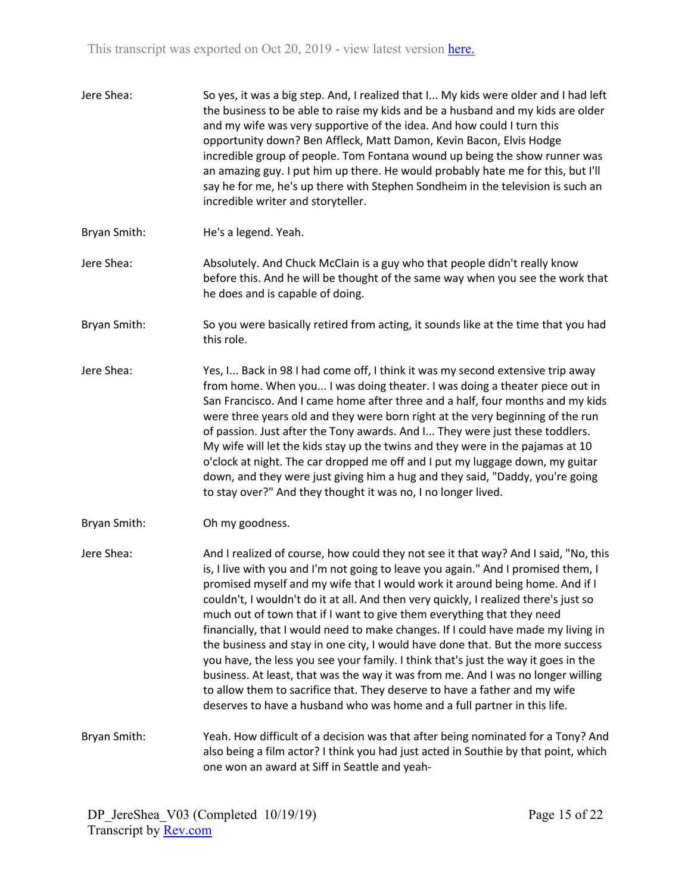Jere Shea: So yes, it was a big step. And, I realized that I... My kids were older and I had left the business to be able to raise my kids and be a husband and my kids are older and my wife was very supportive of the idea. And how could I turn this opportunity down? Ben Affleck, Matt Damon, Kevin Bacon, Elvis Hodge incredible group of people. Tom Fontana wound up being the show runner was an amazing guy. I put him up there. He would probably hate me for this, but I'll say he for me, he's up there with Stephen Sondheim in the television is such an incredible writer and storyteller.

Bryan Smith: He's a legend. Yeah.

Jere Shea: Absolutely. And Chuck McClain is a guy who that people didn't really know before this. And he will be thought of the same way when you see the work that he does and is capable of doing.

Bryan Smith: So you were basically retired from acting, it sounds like at the time that you had this role.

Jere Shea: Yes, I... Back in 98 I had come off, I think it was my second extensive trip away from home. When you... I was doing theater. I was doing a theater piece out in San Francisco. And I came home after three and a half, four months and my kids were three years old and they were born right at the very beginning of the run of passion. Just after the Tony awards. And I... They were just these toddlers. My wife will let the kids stay up the twins and they were in the pajamas at 10 o'clock at night. The car dropped me off and I put my luggage down, my guitar down, and they were just giving him a hug and they said, "Daddy, you're going to stay over?" And they thought it was no, I no longer lived.

Bryan Smith: Oh my goodness.

Jere Shea: And I realized of course, how could they not see it that way? And I said, "No, this is, I live with you and I'm not going to leave you again." And I promised them, I promised myself and my wife that I would work it around being home. And if I couldn't, I wouldn't do it at all. And then very quickly, I realized there's just so much out of town that if I want to give them everything that they need financially, that I would need to make changes. If I could have made my living in the business and stay in one city, I would have done that. But the more success you have, the less you see your family. I think that's just the way it goes in the business. At least, that was the way it was from me. And I was no longer willing to allow them to sacrifice that. They deserve to have a father and my wife deserves to have a husband who was home and a full partner in this life.

Bryan Smith: Yeah. How difficult of a decision was that after being nominated for a Tony? And also being a film actor? I think you had just acted in Southie by that point, which one won an award at Siff in Seattle and yeah-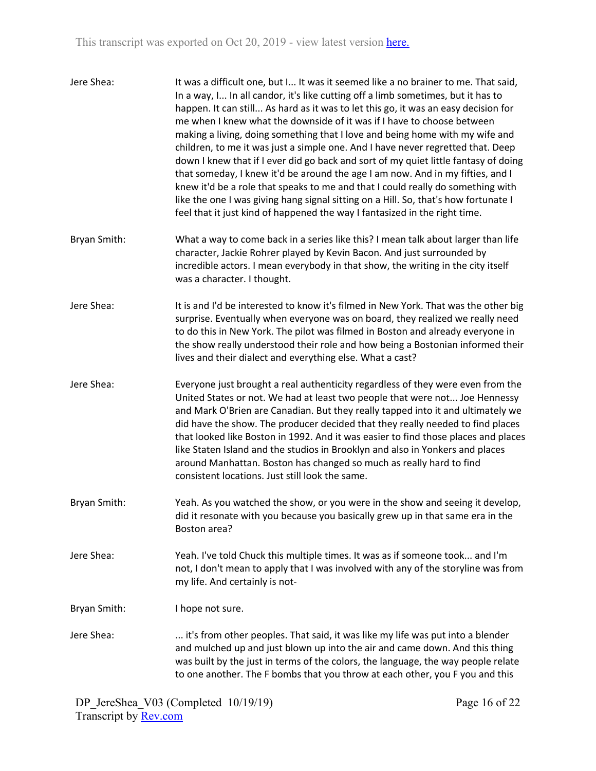Jere Shea: It was a difficult one, but I... It was it seemed like a no brainer to me. That said, In a way, I... In all candor, it's like cutting off a limb sometimes, but it has to happen. It can still... As hard as it was to let this go, it was an easy decision for me when I knew what the downside of it was if I have to choose between making a living, doing something that I love and being home with my wife and children, to me it was just a simple one. And I have never regretted that. Deep down I knew that if I ever did go back and sort of my quiet little fantasy of doing that someday, I knew it'd be around the age I am now. And in my fifties, and I knew it'd be a role that speaks to me and that I could really do something with like the one I was giving hang signal sitting on a Hill. So, that's how fortunate I feel that it just kind of happened the way I fantasized in the right time.

Bryan Smith: What a way to come back in a series like this? I mean talk about larger than life character, Jackie Rohrer played by Kevin Bacon. And just surrounded by incredible actors. I mean everybody in that show, the writing in the city itself was a character. I thought.

Jere Shea: It is and I'd be interested to know it's filmed in New York. That was the other big surprise. Eventually when everyone was on board, they realized we really need to do this in New York. The pilot was filmed in Boston and already everyone in the show really understood their role and how being a Bostonian informed their lives and their dialect and everything else. What a cast?

Jere Shea: Everyone just brought a real authenticity regardless of they were even from the United States or not. We had at least two people that were not... Joe Hennessy and Mark O'Brien are Canadian. But they really tapped into it and ultimately we did have the show. The producer decided that they really needed to find places that looked like Boston in 1992. And it was easier to find those places and places like Staten Island and the studios in Brooklyn and also in Yonkers and places around Manhattan. Boston has changed so much as really hard to find consistent locations. Just still look the same.

Bryan Smith: Yeah. As you watched the show, or you were in the show and seeing it develop, did it resonate with you because you basically grew up in that same era in the Boston area?

Jere Shea: Yeah. I've told Chuck this multiple times. It was as if someone took... and I'm not, I don't mean to apply that I was involved with any of the storyline was from my life. And certainly is not-

Bryan Smith: I hope not sure.

Jere Shea: ... it's from other peoples. That said, it was like my life was put into a blender and mulched up and just blown up into the air and came down. And this thing was built by the just in terms of the colors, the language, the way people relate to one another. The F bombs that you throw at each other, you F you and this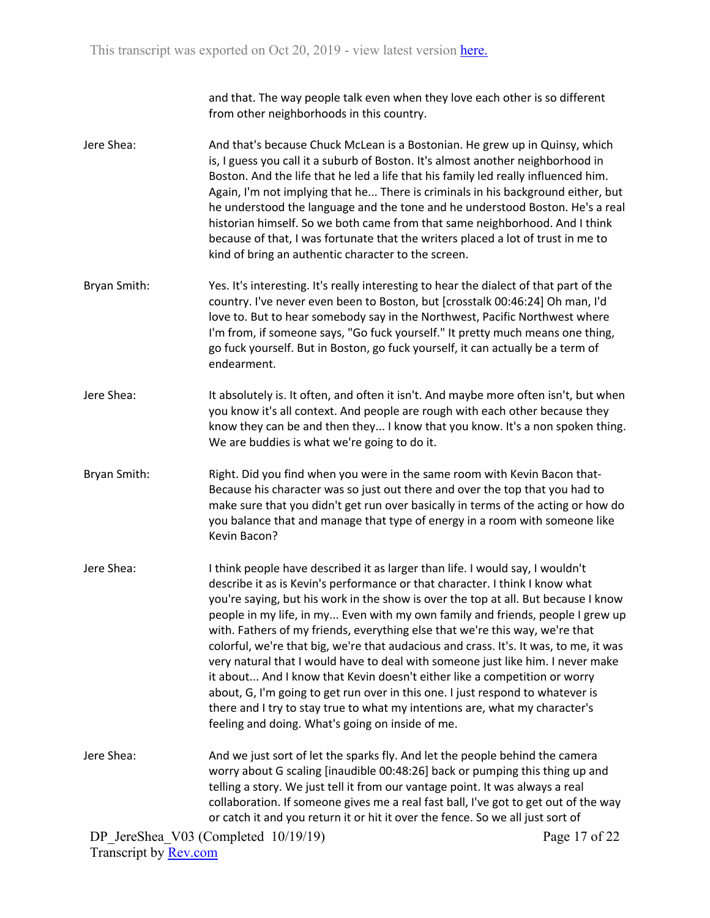and that. The way people talk even when they love each other is so different from other neighborhoods in this country.

Jere Shea: And that's because Chuck McLean is a Bostonian. He grew up in Quinsy, which is, I guess you call it a suburb of Boston. It's almost another neighborhood in Boston. And the life that he led a life that his family led really influenced him. Again, I'm not implying that he... There is criminals in his background either, but he understood the language and the tone and he understood Boston. He's a real historian himself. So we both came from that same neighborhood. And I think because of that, I was fortunate that the writers placed a lot of trust in me to kind of bring an authentic character to the screen.

Bryan Smith: Yes. It's interesting. It's really interesting to hear the dialect of that part of the country. I've never even been to Boston, but [crosstalk 00:46:24] Oh man, I'd love to. But to hear somebody say in the Northwest, Pacific Northwest where I'm from, if someone says, "Go fuck yourself." It pretty much means one thing, go fuck yourself. But in Boston, go fuck yourself, it can actually be a term of endearment.

Jere Shea: It absolutely is. It often, and often it isn't. And maybe more often isn't, but when you know it's all context. And people are rough with each other because they know they can be and then they... I know that you know. It's a non spoken thing. We are buddies is what we're going to do it.

Bryan Smith: Right. Did you find when you were in the same room with Kevin Bacon that- Because his character was so just out there and over the top that you had to make sure that you didn't get run over basically in terms of the acting or how do you balance that and manage that type of energy in a room with someone like Kevin Bacon?

Jere Shea: I think people have described it as larger than life. I would say, I wouldn't describe it as is Kevin's performance or that character. I think I know what you're saying, but his work in the show is over the top at all. But because I know people in my life, in my... Even with my own family and friends, people I grew up with. Fathers of my friends, everything else that we're this way, we're that colorful, we're that big, we're that audacious and crass. It's. It was, to me, it was very natural that I would have to deal with someone just like him. I never make it about... And I know that Kevin doesn't either like a competition or worry about, G, I'm going to get run over in this one. I just respond to whatever is there and I try to stay true to what my intentions are, what my character's feeling and doing. What's going on inside of me.

Jere Shea: And we just sort of let the sparks fly. And let the people behind the camera worry about G scaling [inaudible 00:48:26] back or pumping this thing up and telling a story. We just tell it from our vantage point. It was always a real collaboration. If someone gives me a real fast ball, I've got to get out of the way or catch it and you return it or hit it over the fence. So we all just sort of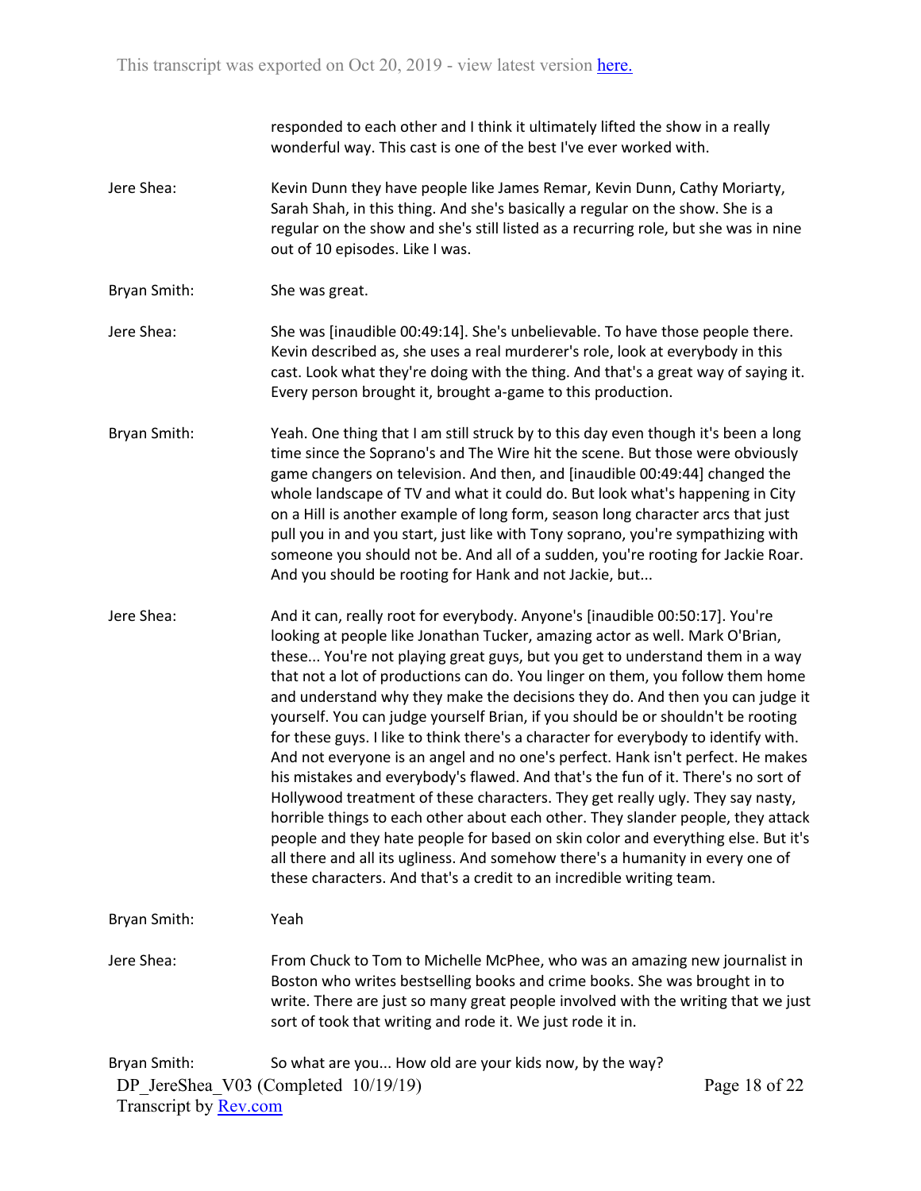responded to each other and I think it ultimately lifted the show in a really wonderful way. This cast is one of the best I've ever worked with.

Jere Shea: Kevin Dunn they have people like James Remar, Kevin Dunn, Cathy Moriarty, Sarah Shah, in this thing. And she's basically a regular on the show. She is a regular on the show and she's still listed as a recurring role, but she was in nine out of 10 episodes. Like I was.

Bryan Smith: She was great.

Jere Shea: She was [inaudible 00:49:14]. She's unbelievable. To have those people there. Kevin described as, she uses a real murderer's role, look at everybody in this cast. Look what they're doing with the thing. And that's a great way of saying it. Every person brought it, brought a-game to this production.

Bryan Smith: Yeah. One thing that I am still struck by to this day even though it's been a long time since the Soprano's and The Wire hit the scene. But those were obviously game changers on television. And then, and [inaudible 00:49:44] changed the whole landscape of TV and what it could do. But look what's happening in City on a Hill is another example of long form, season long character arcs that just pull you in and you start, just like with Tony soprano, you're sympathizing with someone you should not be. And all of a sudden, you're rooting for Jackie Roar. And you should be rooting for Hank and not Jackie, but...

Jere Shea: And it can, really root for everybody. Anyone's [inaudible 00:50:17]. You're looking at people like Jonathan Tucker, amazing actor as well. Mark O'Brian, these... You're not playing great guys, but you get to understand them in a way that not a lot of productions can do. You linger on them, you follow them home and understand why they make the decisions they do. And then you can judge it yourself. You can judge yourself Brian, if you should be or shouldn't be rooting for these guys. I like to think there's a character for everybody to identify with. And not everyone is an angel and no one's perfect. Hank isn't perfect. He makes his mistakes and everybody's flawed. And that's the fun of it. There's no sort of Hollywood treatment of these characters. They get really ugly. They say nasty, horrible things to each other about each other. They slander people, they attack people and they hate people for based on skin color and everything else. But it's all there and all its ugliness. And somehow there's a humanity in every one of these characters. And that's a credit to an incredible writing team.

Bryan Smith: Yeah

Jere Shea: From Chuck to Tom to Michelle McPhee, who was an amazing new journalist in Boston who writes bestselling books and crime books. She was brought in to write. There are just so many great people involved with the writing that we just sort of took that writing and rode it. We just rode it in.

Bryan Smith: So what are you... How old are your kids now, by the way?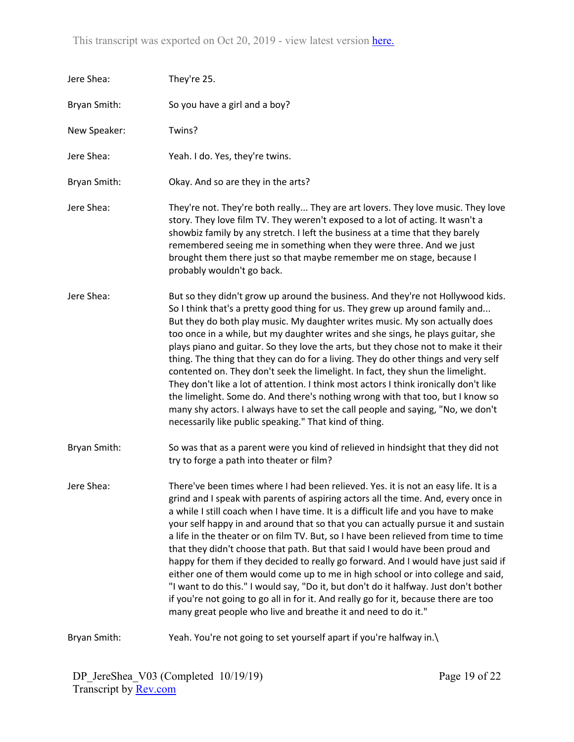Jere Shea: They're 25.

Bryan Smith: So you have a girl and a boy?

New Speaker: Twins?

Jere Shea: Yeah. I do. Yes, they're twins.

Bryan Smith: Okay. And so are they in the arts?

Jere Shea: They're not. They're both really... They are art lovers. They love music. They love story. They love film TV. They weren't exposed to a lot of acting. It wasn't a showbiz family by any stretch. I left the business at a time that they barely remembered seeing me in something when they were three. And we just brought them there just so that maybe remember me on stage, because I probably wouldn't go back.

Jere Shea: But so they didn't grow up around the business. And they're not Hollywood kids. So I think that's a pretty good thing for us. They grew up around family and... But they do both play music. My daughter writes music. My son actually does too once in a while, but my daughter writes and she sings, he plays guitar, she plays piano and guitar. So they love the arts, but they chose not to make it their thing. The thing that they can do for a living. They do other things and very self contented on. They don't seek the limelight. In fact, they shun the limelight. They don't like a lot of attention. I think most actors I think ironically don't like the limelight. Some do. And there's nothing wrong with that too, but I know so many shy actors. I always have to set the call people and saying, "No, we don't necessarily like public speaking." That kind of thing.

Bryan Smith: So was that as a parent were you kind of relieved in hindsight that they did not try to forge a path into theater or film?

Jere Shea: There've been times where I had been relieved. Yes. it is not an easy life. It is a grind and I speak with parents of aspiring actors all the time. And, every once in a while I still coach when I have time. It is a difficult life and you have to make your self happy in and around that so that you can actually pursue it and sustain a life in the theater or on film TV. But, so I have been relieved from time to time that they didn't choose that path. But that said I would have been proud and happy for them if they decided to really go forward. And I would have just said if either one of them would come up to me in high school or into college and said, "I want to do this." I would say, "Do it, but don't do it halfway. Just don't bother if you're not going to go all in for it. And really go for it, because there are too many great people who live and breathe it and need to do it."

Bryan Smith: Yeah. You're not going to set yourself apart if you're halfway in.\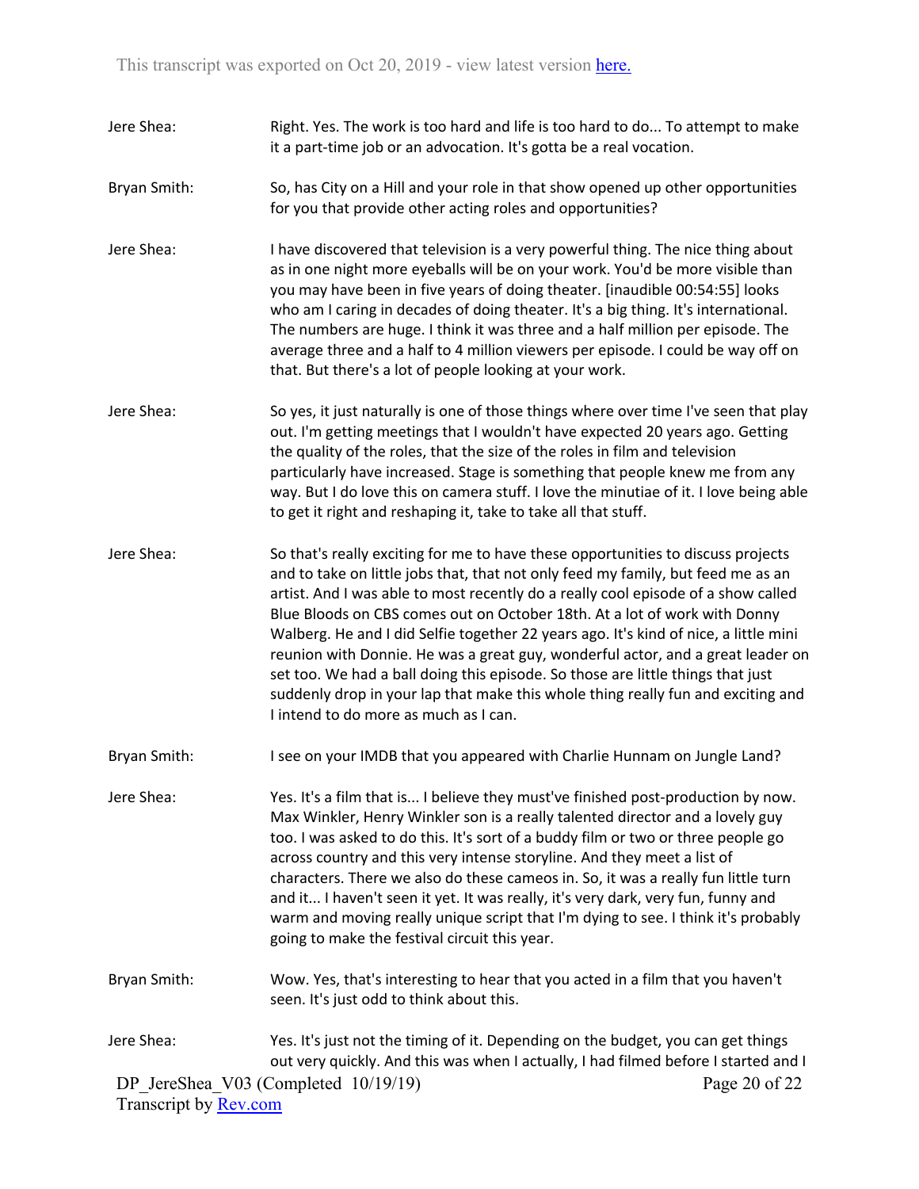Jere Shea: Right. Yes. The work is too hard and life is too hard to do... To attempt to make it a part-time job or an advocation. It's gotta be a real vocation.

Bryan Smith: So, has City on a Hill and your role in that show opened up other opportunities for you that provide other acting roles and opportunities?

Jere Shea: I have discovered that television is a very powerful thing. The nice thing about as in one night more eyeballs will be on your work. You'd be more visible than you may have been in five years of doing theater. [inaudible 00:54:55] looks who am I caring in decades of doing theater. It's a big thing. It's international. The numbers are huge. I think it was three and a half million per episode. The average three and a half to 4 million viewers per episode. I could be way off on that. But there's a lot of people looking at your work.

Jere Shea: So yes, it just naturally is one of those things where over time I've seen that play out. I'm getting meetings that I wouldn't have expected 20 years ago. Getting the quality of the roles, that the size of the roles in film and television particularly have increased. Stage is something that people knew me from any way. But I do love this on camera stuff. I love the minutiae of it. I love being able to get it right and reshaping it, take to take all that stuff.

Jere Shea: So that's really exciting for me to have these opportunities to discuss projects and to take on little jobs that, that not only feed my family, but feed me as an artist. And I was able to most recently do a really cool episode of a show called Blue Bloods on CBS comes out on October 18th. At a lot of work with Donny Walberg. He and I did Selfie together 22 years ago. It's kind of nice, a little mini reunion with Donnie. He was a great guy, wonderful actor, and a great leader on set too. We had a ball doing this episode. So those are little things that just suddenly drop in your lap that make this whole thing really fun and exciting and I intend to do more as much as I can.

Bryan Smith: I see on your IMDB that you appeared with Charlie Hunnam on Jungle Land?

Jere Shea: Yes. It's a film that is... I believe they must've finished post-production by now. Max Winkler, Henry Winkler son is a really talented director and a lovely guy too. I was asked to do this. It's sort of a buddy film or two or three people go across country and this very intense storyline. And they meet a list of characters. There we also do these cameos in. So, it was a really fun little turn and it... I haven't seen it yet. It was really, it's very dark, very fun, funny and warm and moving really unique script that I'm dying to see. I think it's probably going to make the festival circuit this year.

Bryan Smith: Wow. Yes, that's interesting to hear that you acted in a film that you haven't seen. It's just odd to think about this.

Jere Shea: Yes. It's just not the timing of it. Depending on the budget, you can get things out very quickly. And this was when I actually, I had filmed before I started and I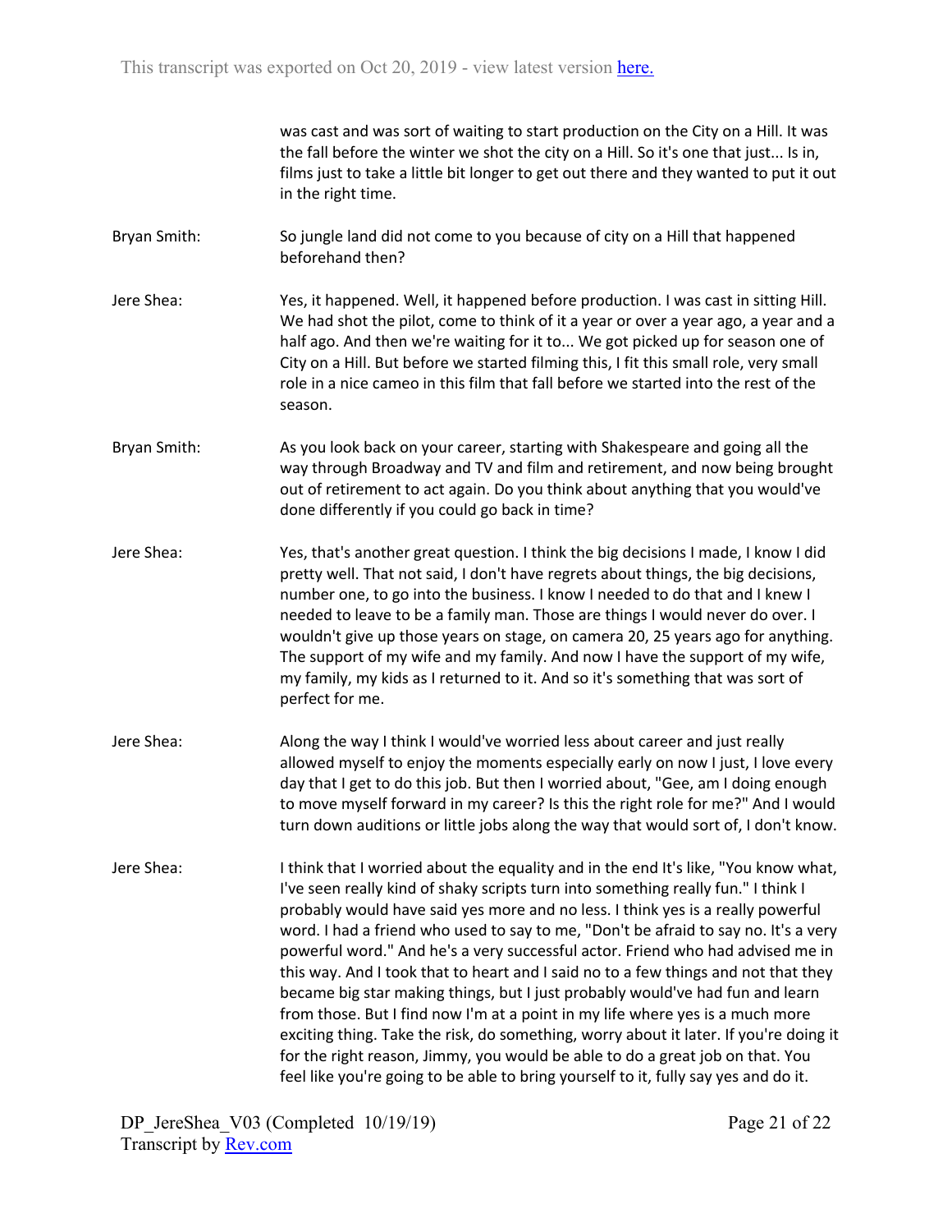was cast and was sort of waiting to start production on the City on a Hill. It was the fall before the winter we shot the city on a Hill. So it's one that just... Is in, films just to take a little bit longer to get out there and they wanted to put it out in the right time.

Bryan Smith: So jungle land did not come to you because of city on a Hill that happened beforehand then?

Jere Shea: Yes, it happened. Well, it happened before production. I was cast in sitting Hill. We had shot the pilot, come to think of it a year or over a year ago, a year and a half ago. And then we're waiting for it to... We got picked up for season one of City on a Hill. But before we started filming this, I fit this small role, very small role in a nice cameo in this film that fall before we started into the rest of the season.

Bryan Smith: As you look back on your career, starting with Shakespeare and going all the way through Broadway and TV and film and retirement, and now being brought out of retirement to act again. Do you think about anything that you would've done differently if you could go back in time?

Jere Shea: Yes, that's another great question. I think the big decisions I made, I know I did pretty well. That not said, I don't have regrets about things, the big decisions, number one, to go into the business. I know I needed to do that and I knew I needed to leave to be a family man. Those are things I would never do over. I wouldn't give up those years on stage, on camera 20, 25 years ago for anything. The support of my wife and my family. And now I have the support of my wife, my family, my kids as I returned to it. And so it's something that was sort of perfect for me.

Jere Shea: Along the way I think I would've worried less about career and just really allowed myself to enjoy the moments especially early on now I just, I love every day that I get to do this job. But then I worried about, "Gee, am I doing enough to move myself forward in my career? Is this the right role for me?" And I would turn down auditions or little jobs along the way that would sort of, I don't know.

Jere Shea: I think that I worried about the equality and in the end It's like, "You know what, I've seen really kind of shaky scripts turn into something really fun." I think I probably would have said yes more and no less. I think yes is a really powerful word. I had a friend who used to say to me, "Don't be afraid to say no. It's a very powerful word." And he's a very successful actor. Friend who had advised me in this way. And I took that to heart and I said no to a few things and not that they became big star making things, but I just probably would've had fun and learn from those. But I find now I'm at a point in my life where yes is a much more exciting thing. Take the risk, do something, worry about it later. If you're doing it for the right reason, Jimmy, you would be able to do a great job on that. You feel like you're going to be able to bring yourself to it, fully say yes and do it.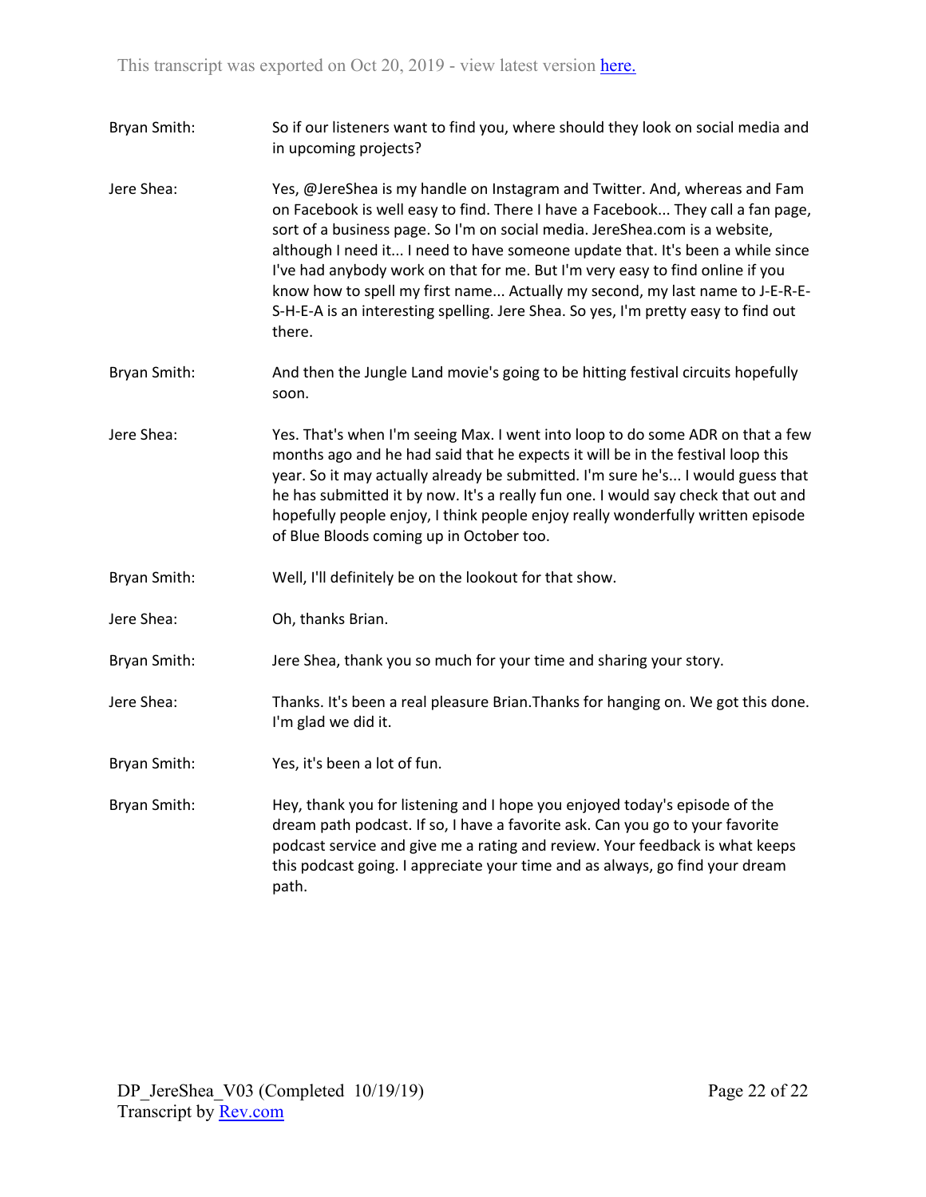Bryan Smith: So if our listeners want to find you, where should they look on social media and in upcoming projects?

Jere Shea: Yes, @JereShea is my handle on Instagram and Twitter. And, whereas and Fam on Facebook is well easy to find. There I have a Facebook... They call a fan page, sort of a business page. So I'm on social media. JereShea.com is a website, although I need it... I need to have someone update that. It's been a while since I've had anybody work on that for me. But I'm very easy to find online if you know how to spell my first name... Actually my second, my last name to J-E-R-E-S-H-E-A is an interesting spelling. Jere Shea. So yes, I'm pretty easy to find out there.

Bryan Smith: And then the Jungle Land movie's going to be hitting festival circuits hopefully soon.

Jere Shea: Yes. That's when I'm seeing Max. I went into loop to do some ADR on that a few months ago and he had said that he expects it will be in the festival loop this year. So it may actually already be submitted. I'm sure he's... I would guess that he has submitted it by now. It's a really fun one. I would say check that out and hopefully people enjoy, I think people enjoy really wonderfully written episode of Blue Bloods coming up in October too.

Bryan Smith: Well, I'll definitely be on the lookout for that show.

Jere Shea: Oh, thanks Brian.

Bryan Smith: Jere Shea, thank you so much for your time and sharing your story.

Jere Shea: Thanks. It's been a real pleasure Brian.Thanks for hanging on. We got this done. I'm glad we did it.

Bryan Smith: Yes, it's been a lot of fun.

Bryan Smith: Hey, thank you for listening and I hope you enjoyed today's episode of the dream path podcast. If so, I have a favorite ask. Can you go to your favorite podcast service and give me a rating and review. Your feedback is what keeps this podcast going. I appreciate your time and as always, go find your dream path.